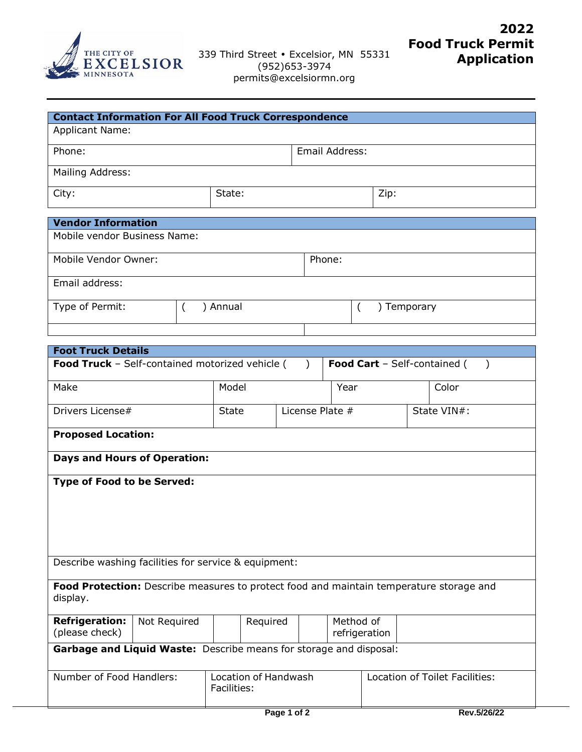THE CITY OF EXCELSIOR MINNESOTA

339 Third Street • Excelsior, MN 55331
(952)653-3974
permits@excelsiormn.org

# 2022 Food Truck Permit Application

| **Contact Information For All Food Truck Correspondence** | | |
|---|---|---|
| Applicant Name: | | |
| Phone: | Email Address: | |
| Mailing Address: | | |
| City: | State: | Zip: |

| **Vendor Information** | | |
|---|---|---|
| Mobile vendor Business Name: | | |
| Mobile Vendor Owner: | Phone: | |
| Email address: | | |
| Type of Permit: | ( ) Annual | ( ) Temporary |
| | | |

| **Foot Truck Details** | | | |
|---|---|---|---|
| **Food Truck** – Self-contained motorized vehicle ( ) | | **Food Cart** – Self-contained ( ) | |
| Make | Model | Year | Color |
| Drivers License# | State | License Plate # | State VIN#: |
| **Proposed Location:** | | | |
| **Days and Hours of Operation:** | | | |
| **Type of Food to be Served:** | | | |
| Describe washing facilities for service & equipment: | | | |
| **Food Protection:** Describe measures to protect food and maintain temperature storage and display. | | | |

| **Refrigeration:** (please check) | Not Required | | Required | | Method of refrigeration | |
|---|---|---|---|---|---|---|
| **Garbage and Liquid Waste:** Describe means for storage and disposal: | | | | | | |

| Number of Food Handlers: | Location of Handwash Facilities: | Location of Toilet Facilities: |
|---|---|---|
| | | |

Rev.5/26/22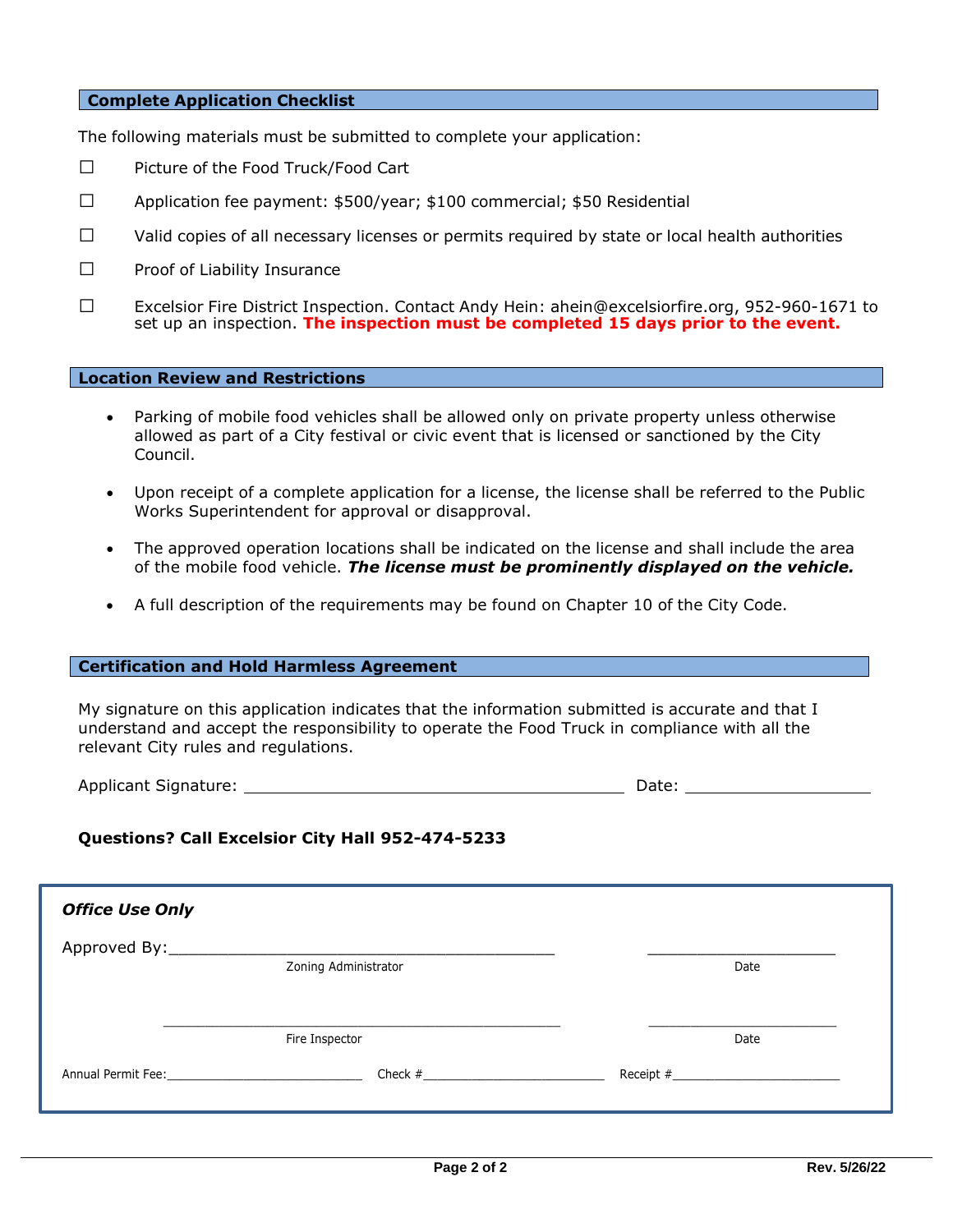## Complete Application Checklist

The following materials must be submitted to complete your application:

☐ Picture of the Food Truck/Food Cart

☐ Application fee payment: $500/year; $100 commercial; $50 Residential

☐ Valid copies of all necessary licenses or permits required by state or local health authorities

☐ Proof of Liability Insurance

☐ Excelsior Fire District Inspection. Contact Andy Hein: ahein@excelsiorfire.org, 952-960-1671 to set up an inspection. **The inspection must be completed 15 days prior to the event.**

## Location Review and Restrictions

- Parking of mobile food vehicles shall be allowed only on private property unless otherwise allowed as part of a City festival or civic event that is licensed or sanctioned by the City Council.
- Upon receipt of a complete application for a license, the license shall be referred to the Public Works Superintendent for approval or disapproval.
- The approved operation locations shall be indicated on the license and shall include the area of the mobile food vehicle. ***The license must be prominently displayed on the vehicle.***
- A full description of the requirements may be found on Chapter 10 of the City Code.

## Certification and Hold Harmless Agreement

My signature on this application indicates that the information submitted is accurate and that I understand and accept the responsibility to operate the Food Truck in compliance with all the relevant City rules and regulations.

Applicant Signature: ________________________________________ Date: ____________________

**Questions? Call Excelsior City Hall 952-474-5233**

***Office Use Only***

Approved By: ________________________________________ ____________________
Zoning Administrator Date

________________________________________ ____________________
Fire Inspector Date

Annual Permit Fee: ________________________ Check # ________________________ Receipt # ________________________